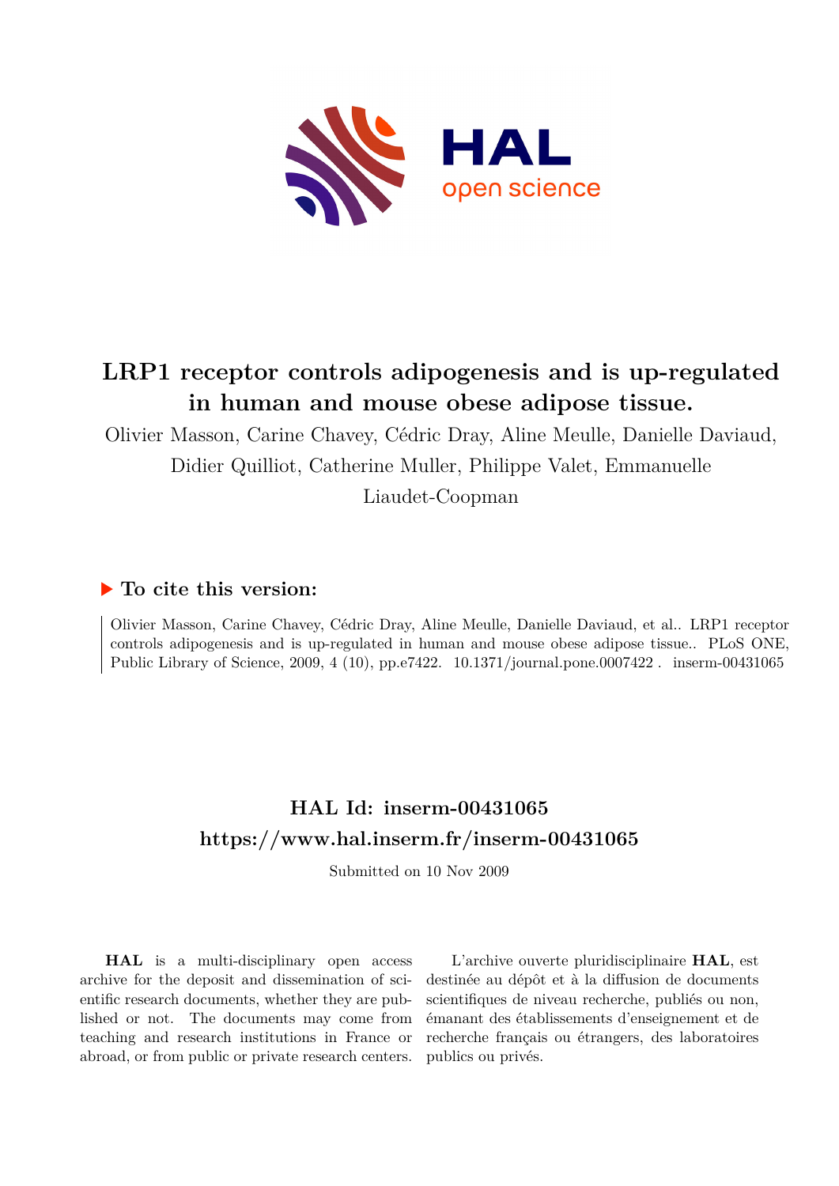# LRP1 receptor controls adipogenesis and is up-regulated in human and mouse obese adipose tissue.

Olivier Masson, Carine Chavey, Cédric Dray, Aline Meulle, Danielle Daviaud, Didier Quilliot, Catherine Muller, Philippe Valet, Emmanuelle Liaudet-Coopman

## ▶ To cite this version:

Olivier Masson, Carine Chavey, Cédric Dray, Aline Meulle, Danielle Daviaud, et al.. LRP1 receptor controls adipogenesis and is up-regulated in human and mouse obese adipose tissue.. PLoS ONE, Public Library of Science, 2009, 4 (10), pp.e7422. 10.1371/journal.pone.0007422 . inserm-00431065

## HAL Id: inserm-00431065
## https://www.hal.inserm.fr/inserm-00431065

Submitted on 10 Nov 2009

**HAL** is a multi-disciplinary open access archive for the deposit and dissemination of scientific research documents, whether they are published or not. The documents may come from teaching and research institutions in France or abroad, or from public or private research centers.

L'archive ouverte pluridisciplinaire **HAL**, est destinée au dépôt et à la diffusion de documents scientifiques de niveau recherche, publiés ou non, émanant des établissements d'enseignement et de recherche français ou étrangers, des laboratoires publics ou privés.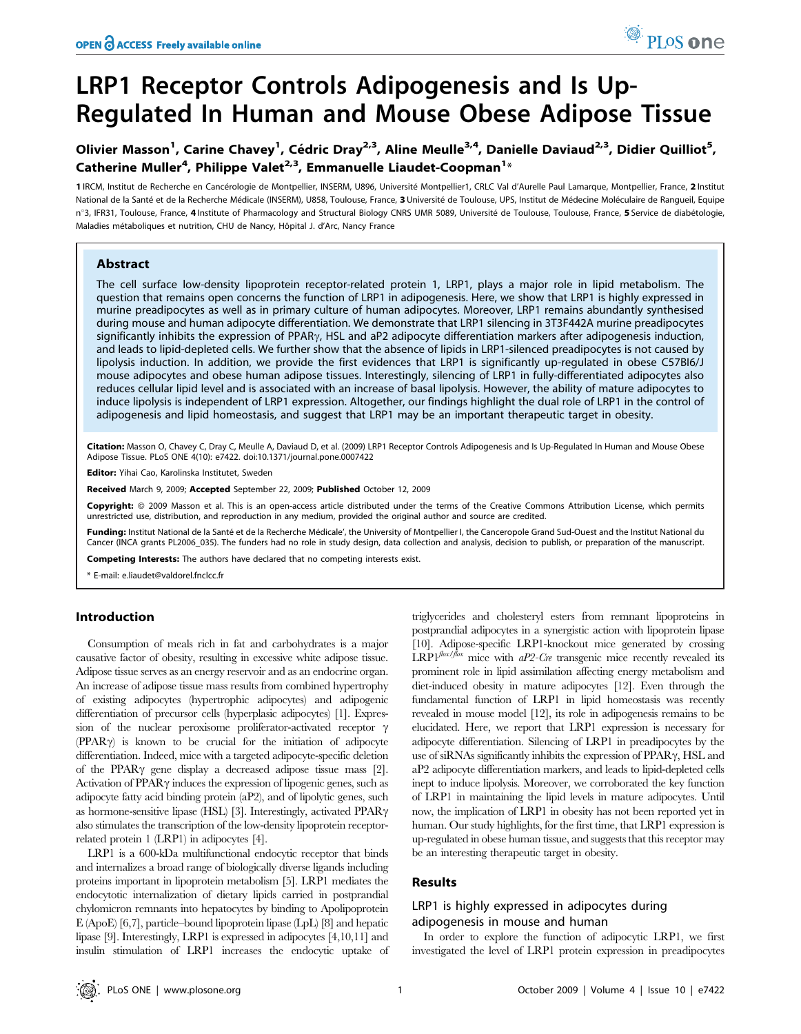# LRP1 Receptor Controls Adipogenesis and Is Up-Regulated In Human and Mouse Obese Adipose Tissue

Olivier Masson[1], Carine Chavey[1], Cédric Dray[2,3], Aline Meulle[3,4], Danielle Daviaud[2,3], Didier Quilliot[5], Catherine Muller[4], Philippe Valet[2,3], Emmanuelle Liaudet-Coopman[1]*

**1** IRCM, Institut de Recherche en Cancérologie de Montpellier, INSERM, U896, Université Montpellier1, CRLC Val d'Aurelle Paul Lamarque, Montpellier, France, **2** Institut National de la Santé et de la Recherche Médicale (INSERM), U858, Toulouse, France, **3** Université de Toulouse, UPS, Institut de Médecine Moléculaire de Rangueil, Equipe n°3, IFR31, Toulouse, France, **4** Institute of Pharmacology and Structural Biology CNRS UMR 5089, Université de Toulouse, Toulouse, France, **5** Service de diabétologie, Maladies métaboliques et nutrition, CHU de Nancy, Hôpital J. d'Arc, Nancy France

## Abstract

The cell surface low-density lipoprotein receptor-related protein 1, LRP1, plays a major role in lipid metabolism. The question that remains open concerns the function of LRP1 in adipogenesis. Here, we show that LRP1 is highly expressed in murine preadipocytes as well as in primary culture of human adipocytes. Moreover, LRP1 remains abundantly synthesised during mouse and human adipocyte differentiation. We demonstrate that LRP1 silencing in 3T3F442A murine preadipocytes significantly inhibits the expression of PPARγ, HSL and aP2 adipocyte differentiation markers after adipogenesis induction, and leads to lipid-depleted cells. We further show that the absence of lipids in LRP1-silenced preadipocytes is not caused by lipolysis induction. In addition, we provide the first evidences that LRP1 is significantly up-regulated in obese C57Bl6/J mouse adipocytes and obese human adipose tissues. Interestingly, silencing of LRP1 in fully-differentiated adipocytes also reduces cellular lipid level and is associated with an increase of basal lipolysis. However, the ability of mature adipocytes to induce lipolysis is independent of LRP1 expression. Altogether, our findings highlight the dual role of LRP1 in the control of adipogenesis and lipid homeostasis, and suggest that LRP1 may be an important therapeutic target in obesity.

**Citation:** Masson O, Chavey C, Dray C, Meulle A, Daviaud D, et al. (2009) LRP1 Receptor Controls Adipogenesis and Is Up-Regulated In Human and Mouse Obese Adipose Tissue. PLoS ONE 4(10): e7422. doi:10.1371/journal.pone.0007422

**Editor:** Yihai Cao, Karolinska Institutet, Sweden

**Received** March 9, 2009; **Accepted** September 22, 2009; **Published** October 12, 2009

**Copyright:** © 2009 Masson et al. This is an open-access article distributed under the terms of the Creative Commons Attribution License, which permits unrestricted use, distribution, and reproduction in any medium, provided the original author and source are credited.

**Funding:** Institut National de la Santé et de la Recherche Médicale', the University of Montpellier I, the Canceropole Grand Sud-Ouest and the Institut National du Cancer (INCA grants PL2006_035). The funders had no role in study design, data collection and analysis, decision to publish, or preparation of the manuscript.

**Competing Interests:** The authors have declared that no competing interests exist.

\* E-mail: e.liaudet@valdorel.fnclcc.fr

## Introduction

Consumption of meals rich in fat and carbohydrates is a major causative factor of obesity, resulting in excessive white adipose tissue. Adipose tissue serves as an energy reservoir and as an endocrine organ. An increase of adipose tissue mass results from combined hypertrophy of existing adipocytes (hypertrophic adipocytes) and adipogenic differentiation of precursor cells (hyperplasic adipocytes) [1]. Expression of the nuclear peroxisome proliferator-activated receptor γ (PPARγ) is known to be crucial for the initiation of adipocyte differentiation. Indeed, mice with a targeted adipocyte-specific deletion of the PPARγ gene display a decreased adipose tissue mass [2]. Activation of PPARγ induces the expression of lipogenic genes, such as adipocyte fatty acid binding protein (aP2), and of lipolytic genes, such as hormone-sensitive lipase (HSL) [3]. Interestingly, activated PPARγ also stimulates the transcription of the low-density lipoprotein receptor-related protein 1 (LRP1) in adipocytes [4].

LRP1 is a 600-kDa multifunctional endocytic receptor that binds and internalizes a broad range of biologically diverse ligands including proteins important in lipoprotein metabolism [5]. LRP1 mediates the endocytotic internalization of dietary lipids carried in postprandial chylomicron remnants into hepatocytes by binding to Apolipoprotein E (ApoE) [6,7], particle–bound lipoprotein lipase (LpL) [8] and hepatic lipase [9]. Interestingly, LRP1 is expressed in adipocytes [4,10,11] and insulin stimulation of LRP1 increases the endocytic uptake of triglycerides and cholesteryl esters from remnant lipoproteins in postprandial adipocytes in a synergistic action with lipoprotein lipase [10]. Adipose-specific LRP1-knockout mice generated by crossing LRP1$^{flox/flox}$ mice with *aP2-Cre* transgenic mice recently revealed its prominent role in lipid assimilation affecting energy metabolism and diet-induced obesity in mature adipocytes [12]. Even through the fundamental function of LRP1 in lipid homeostasis was recently revealed in mouse model [12], its role in adipogenesis remains to be elucidated. Here, we report that LRP1 expression is necessary for adipocyte differentiation. Silencing of LRP1 in preadipocytes by the use of siRNAs significantly inhibits the expression of PPARγ, HSL and aP2 adipocyte differentiation markers, and leads to lipid-depleted cells inept to induce lipolysis. Moreover, we corroborated the key function of LRP1 in maintaining the lipid levels in mature adipocytes. Until now, the implication of LRP1 in obesity has not been reported yet in human. Our study highlights, for the first time, that LRP1 expression is up-regulated in obese human tissue, and suggests that this receptor may be an interesting therapeutic target in obesity.

## Results

### LRP1 is highly expressed in adipocytes during adipogenesis in mouse and human

In order to explore the function of adipocytic LRP1, we first investigated the level of LRP1 protein expression in preadipocytes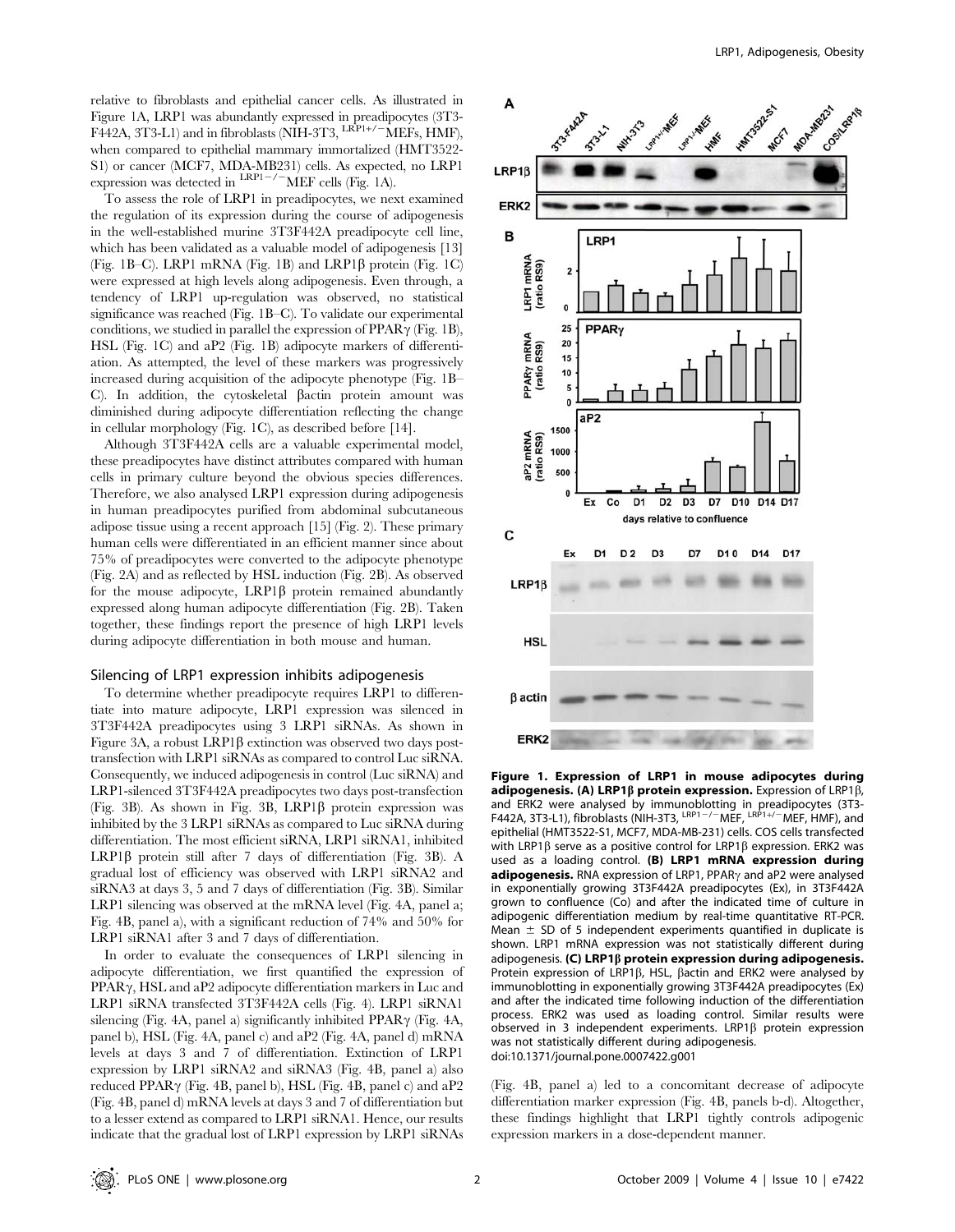relative to fibroblasts and epithelial cancer cells. As illustrated in Figure 1A, LRP1 was abundantly expressed in preadipocytes (3T3-F442A, 3T3-L1) and in fibroblasts (NIH-3T3, $^{LRP1+/-}$MEFs, HMF), when compared to epithelial mammary immortalized (HMT3522-S1) or cancer (MCF7, MDA-MB231) cells. As expected, no LRP1 expression was detected in $^{LRP1-/-}$MEF cells (Fig. 1A).

To assess the role of LRP1 in preadipocytes, we next examined the regulation of its expression during the course of adipogenesis in the well-established murine 3T3F442A preadipocyte cell line, which has been validated as a valuable model of adipogenesis [13] (Fig. 1B–C). LRP1 mRNA (Fig. 1B) and LRP1β protein (Fig. 1C) were expressed at high levels along adipogenesis. Even through, a tendency of LRP1 up-regulation was observed, no statistical significance was reached (Fig. 1B–C). To validate our experimental conditions, we studied in parallel the expression of PPARγ (Fig. 1B), HSL (Fig. 1C) and aP2 (Fig. 1B) adipocyte markers of differentiation. As attempted, the level of these markers was progressively increased during acquisition of the adipocyte phenotype (Fig. 1B–C). In addition, the cytoskeletal βactin protein amount was diminished during adipocyte differentiation reflecting the change in cellular morphology (Fig. 1C), as described before [14].

Although 3T3F442A cells are a valuable experimental model, these preadipocytes have distinct attributes compared with human cells in primary culture beyond the obvious species differences. Therefore, we also analysed LRP1 expression during adipogenesis in human preadipocytes purified from abdominal subcutaneous adipose tissue using a recent approach [15] (Fig. 2). These primary human cells were differentiated in an efficient manner since about 75% of preadipocytes were converted to the adipocyte phenotype (Fig. 2A) and as reflected by HSL induction (Fig. 2B). As observed for the mouse adipocyte, LRP1β protein remained abundantly expressed along human adipocyte differentiation (Fig. 2B). Taken together, these findings report the presence of high LRP1 levels during adipocyte differentiation in both mouse and human.

## Silencing of LRP1 expression inhibits adipogenesis

To determine whether preadipocyte requires LRP1 to differentiate into mature adipocyte, LRP1 expression was silenced in 3T3F442A preadipocytes using 3 LRP1 siRNAs. As shown in Figure 3A, a robust LRP1β extinction was observed two days post-transfection with LRP1 siRNAs as compared to control Luc siRNA. Consequently, we induced adipogenesis in control (Luc siRNA) and LRP1-silenced 3T3F442A preadipocytes two days post-transfection (Fig. 3B). As shown in Fig. 3B, LRP1β protein expression was inhibited by the 3 LRP1 siRNAs as compared to Luc siRNA during differentiation. The most efficient siRNA, LRP1 siRNA1, inhibited LRP1β protein still after 7 days of differentiation (Fig. 3B). A gradual lost of efficiency was observed with LRP1 siRNA2 and siRNA3 at days 3, 5 and 7 days of differentiation (Fig. 3B). Similar LRP1 silencing was observed at the mRNA level (Fig. 4A, panel a; Fig. 4B, panel a), with a significant reduction of 74% and 50% for LRP1 siRNA1 after 3 and 7 days of differentiation.

In order to evaluate the consequences of LRP1 silencing in adipocyte differentiation, we first quantified the expression of PPARγ, HSL and aP2 adipocyte differentiation markers in Luc and LRP1 siRNA transfected 3T3F442A cells (Fig. 4). LRP1 siRNA1 silencing (Fig. 4A, panel a) significantly inhibited PPARγ (Fig. 4A, panel b), HSL (Fig. 4A, panel c) and aP2 (Fig. 4A, panel d) mRNA levels at days 3 and 7 of differentiation. Extinction of LRP1 expression by LRP1 siRNA2 and siRNA3 (Fig. 4B, panel a) also reduced PPARγ (Fig. 4B, panel b), HSL (Fig. 4B, panel c) and aP2 (Fig. 4B, panel d) mRNA levels at days 3 and 7 of differentiation but to a lesser extend as compared to LRP1 siRNA1. Hence, our results indicate that the gradual lost of LRP1 expression by LRP1 siRNAs (Fig. 4B, panel a) led to a concomitant decrease of adipocyte differentiation marker expression (Fig. 4B, panels b-d). Altogether, these findings highlight that LRP1 tightly controls adipogenic expression markers in a dose-dependent manner.

**Figure 1. Expression of LRP1 in mouse adipocytes during adipogenesis. (A) LRP1β protein expression.** Expression of LRP1β, and ERK2 were analysed by immunoblotting in preadipocytes (3T3-F442A, 3T3-L1), fibroblasts (NIH-3T3, $^{LRP1-/-}$MEF, $^{LRP1+/-}$MEF, HMF), and epithelial (HMT3522-S1, MCF7, MDA-MB-231) cells. COS cells transfected with LRP1β serve as a positive control for LRP1β expression. ERK2 was used as a loading control. **(B) LRP1 mRNA expression during adipogenesis.** RNA expression of LRP1, PPARγ and aP2 were analysed in exponentially growing 3T3F442A preadipocytes (Ex), in 3T3F442A grown to confluence (Co) and after the indicated time of culture in adipogenic differentiation medium by real-time quantitative RT-PCR. Mean ± SD of 5 independent experiments quantified in duplicate is shown. LRP1 mRNA expression was not statistically different during adipogenesis. **(C) LRP1β protein expression during adipogenesis.** Protein expression of LRP1β, HSL, βactin and ERK2 were analysed by immunoblotting in exponentially growing 3T3F442A preadipocytes (Ex) and after the indicated time following induction of the differentiation process. ERK2 was used as loading control. Similar results were observed in 3 independent experiments. LRP1β protein expression was not statistically different during adipogenesis.
doi:10.1371/journal.pone.0007422.g001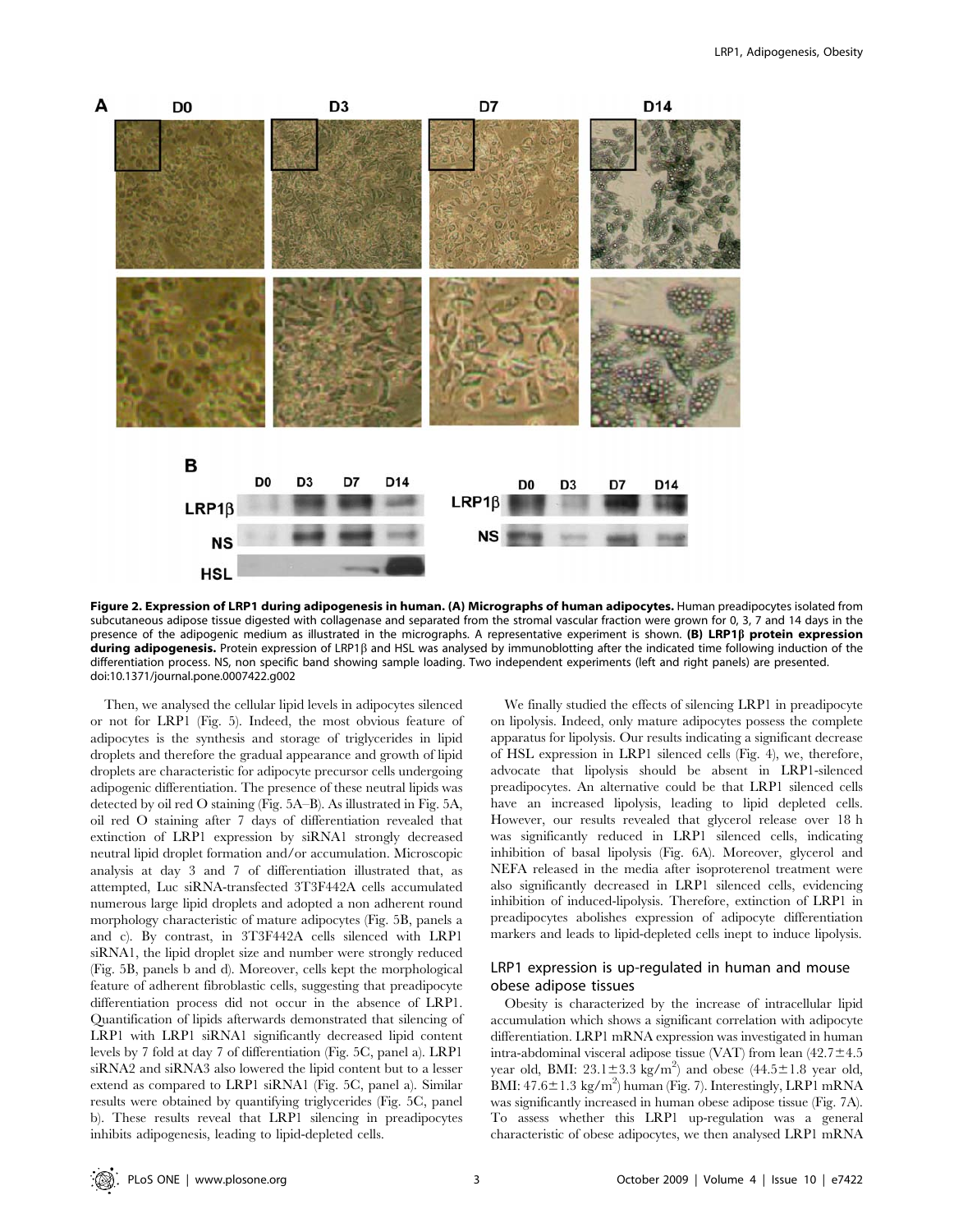**Figure 2. Expression of LRP1 during adipogenesis in human. (A) Micrographs of human adipocytes.** Human preadipocytes isolated from subcutaneous adipose tissue digested with collagenase and separated from the stromal vascular fraction were grown for 0, 3, 7 and 14 days in the presence of the adipogenic medium as illustrated in the micrographs. A representative experiment is shown. **(B) LRP1β protein expression during adipogenesis.** Protein expression of LRP1β and HSL was analysed by immunoblotting after the indicated time following induction of the differentiation process. NS, non specific band showing sample loading. Two independent experiments (left and right panels) are presented.
doi:10.1371/journal.pone.0007422.g002

Then, we analysed the cellular lipid levels in adipocytes silenced or not for LRP1 (Fig. 5). Indeed, the most obvious feature of adipocytes is the synthesis and storage of triglycerides in lipid droplets and therefore the gradual appearance and growth of lipid droplets are characteristic for adipocyte precursor cells undergoing adipogenic differentiation. The presence of these neutral lipids was detected by oil red O staining (Fig. 5A–B). As illustrated in Fig. 5A, oil red O staining after 7 days of differentiation revealed that extinction of LRP1 expression by siRNA1 strongly decreased neutral lipid droplet formation and/or accumulation. Microscopic analysis at day 3 and 7 of differentiation illustrated that, as attempted, Luc siRNA-transfected 3T3F442A cells accumulated numerous large lipid droplets and adopted a non adherent round morphology characteristic of mature adipocytes (Fig. 5B, panels a and c). By contrast, in 3T3F442A cells silenced with LRP1 siRNA1, the lipid droplet size and number were strongly reduced (Fig. 5B, panels b and d). Moreover, cells kept the morphological feature of adherent fibroblastic cells, suggesting that preadipocyte differentiation process did not occur in the absence of LRP1. Quantification of lipids afterwards demonstrated that silencing of LRP1 with LRP1 siRNA1 significantly decreased lipid content levels by 7 fold at day 7 of differentiation (Fig. 5C, panel a). LRP1 siRNA2 and siRNA3 also lowered the lipid content but to a lesser extend as compared to LRP1 siRNA1 (Fig. 5C, panel a). Similar results were obtained by quantifying triglycerides (Fig. 5C, panel b). These results reveal that LRP1 silencing in preadipocytes inhibits adipogenesis, leading to lipid-depleted cells.

We finally studied the effects of silencing LRP1 in preadipocyte on lipolysis. Indeed, only mature adipocytes possess the complete apparatus for lipolysis. Our results indicating a significant decrease of HSL expression in LRP1 silenced cells (Fig. 4), we, therefore, advocate that lipolysis should be absent in LRP1-silenced preadipocytes. An alternative could be that LRP1 silenced cells have an increased lipolysis, leading to lipid depleted cells. However, our results revealed that glycerol release over 18 h was significantly reduced in LRP1 silenced cells, indicating inhibition of basal lipolysis (Fig. 6A). Moreover, glycerol and NEFA released in the media after isoproterenol treatment were also significantly decreased in LRP1 silenced cells, evidencing inhibition of induced-lipolysis. Therefore, extinction of LRP1 in preadipocytes abolishes expression of adipocyte differentiation markers and leads to lipid-depleted cells inept to induce lipolysis.

## LRP1 expression is up-regulated in human and mouse obese adipose tissues

Obesity is characterized by the increase of intracellular lipid accumulation which shows a significant correlation with adipocyte differentiation. LRP1 mRNA expression was investigated in human intra-abdominal visceral adipose tissue (VAT) from lean (42.7±4.5 year old, BMI: 23.1±3.3 kg/m$^2$) and obese (44.5±1.8 year old, BMI: 47.6±1.3 kg/m$^2$) human (Fig. 7). Interestingly, LRP1 mRNA was significantly increased in human obese adipose tissue (Fig. 7A). To assess whether this LRP1 up-regulation was a general characteristic of obese adipocytes, we then analysed LRP1 mRNA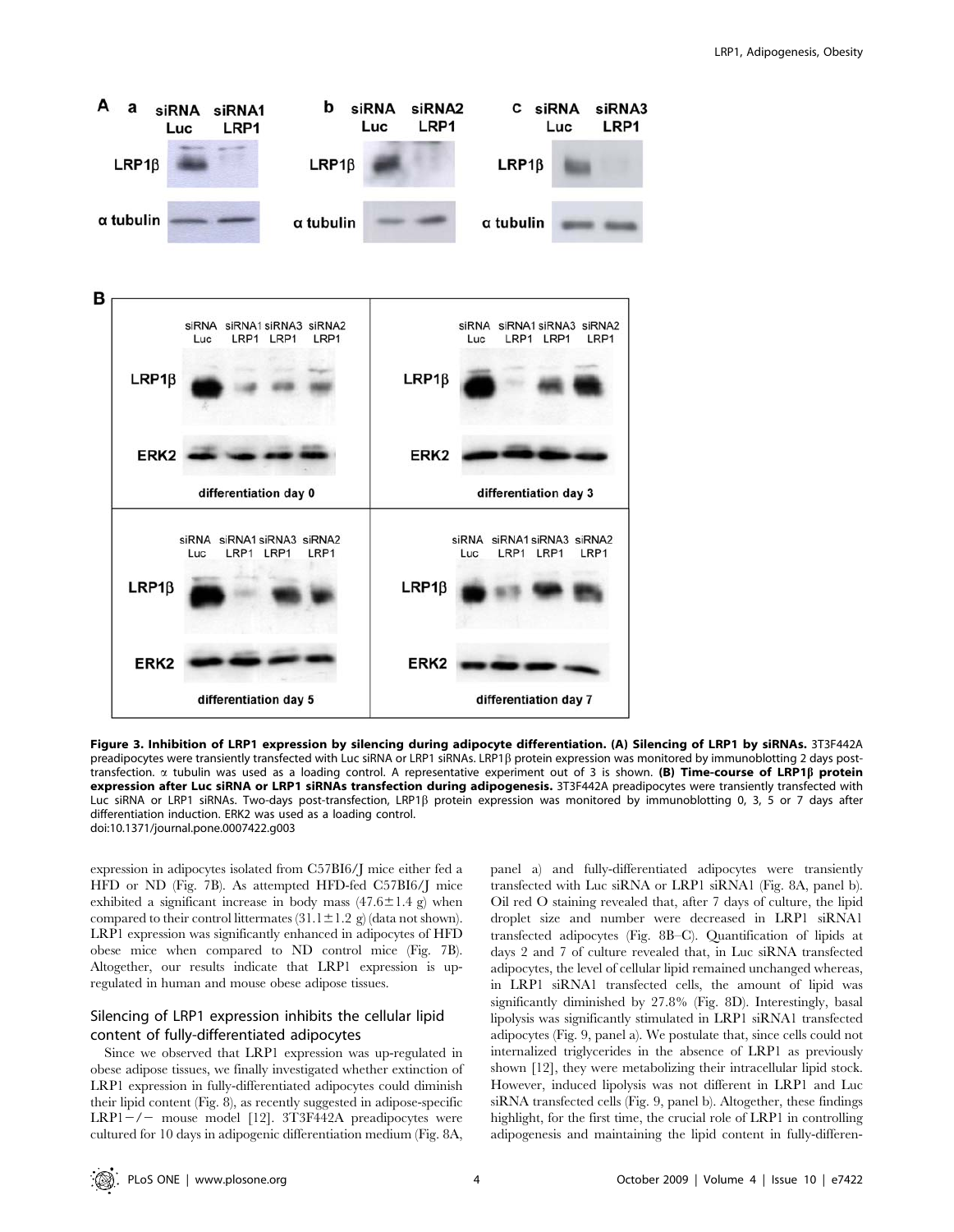**Figure 3. Inhibition of LRP1 expression by silencing during adipocyte differentiation. (A) Silencing of LRP1 by siRNAs.** 3T3F442A preadipocytes were transiently transfected with Luc siRNA or LRP1 siRNAs. LRP1β protein expression was monitored by immunoblotting 2 days post-transfection. α tubulin was used as a loading control. A representative experiment out of 3 is shown. **(B) Time-course of LRP1β protein expression after Luc siRNA or LRP1 siRNAs transfection during adipogenesis.** 3T3F442A preadipocytes were transiently transfected with Luc siRNA or LRP1 siRNAs. Two-days post-transfection, LRP1β protein expression was monitored by immunoblotting 0, 3, 5 or 7 days after differentiation induction. ERK2 was used as a loading control.
doi:10.1371/journal.pone.0007422.g003

expression in adipocytes isolated from C57Bl6/J mice either fed a HFD or ND (Fig. 7B). As attempted HFD-fed C57Bl6/J mice exhibited a significant increase in body mass (47.6±1.4 g) when compared to their control littermates (31.1±1.2 g) (data not shown). LRP1 expression was significantly enhanced in adipocytes of HFD obese mice when compared to ND control mice (Fig. 7B). Altogether, our results indicate that LRP1 expression is up-regulated in human and mouse obese adipose tissues.

## Silencing of LRP1 expression inhibits the cellular lipid content of fully-differentiated adipocytes

Since we observed that LRP1 expression was up-regulated in obese adipose tissues, we finally investigated whether extinction of LRP1 expression in fully-differentiated adipocytes could diminish their lipid content (Fig. 8), as recently suggested in adipose-specific LRP1−/− mouse model [12]. 3T3F442A preadipocytes were cultured for 10 days in adipogenic differentiation medium (Fig. 8A, panel a) and fully-differentiated adipocytes were transiently transfected with Luc siRNA or LRP1 siRNA1 (Fig. 8A, panel b). Oil red O staining revealed that, after 7 days of culture, the lipid droplet size and number were decreased in LRP1 siRNA1 transfected adipocytes (Fig. 8B–C). Quantification of lipids at days 2 and 7 of culture revealed that, in Luc siRNA transfected adipocytes, the level of cellular lipid remained unchanged whereas, in LRP1 siRNA1 transfected cells, the amount of lipid was significantly diminished by 27.8% (Fig. 8D). Interestingly, basal lipolysis was significantly stimulated in LRP1 siRNA1 transfected adipocytes (Fig. 9, panel a). We postulate that, since cells could not internalized triglycerides in the absence of LRP1 as previously shown [12], they were metabolizing their intracellular lipid stock. However, induced lipolysis was not different in LRP1 and Luc siRNA transfected cells (Fig. 9, panel b). Altogether, these findings highlight, for the first time, the crucial role of LRP1 in controlling adipogenesis and maintaining the lipid content in fully-differen-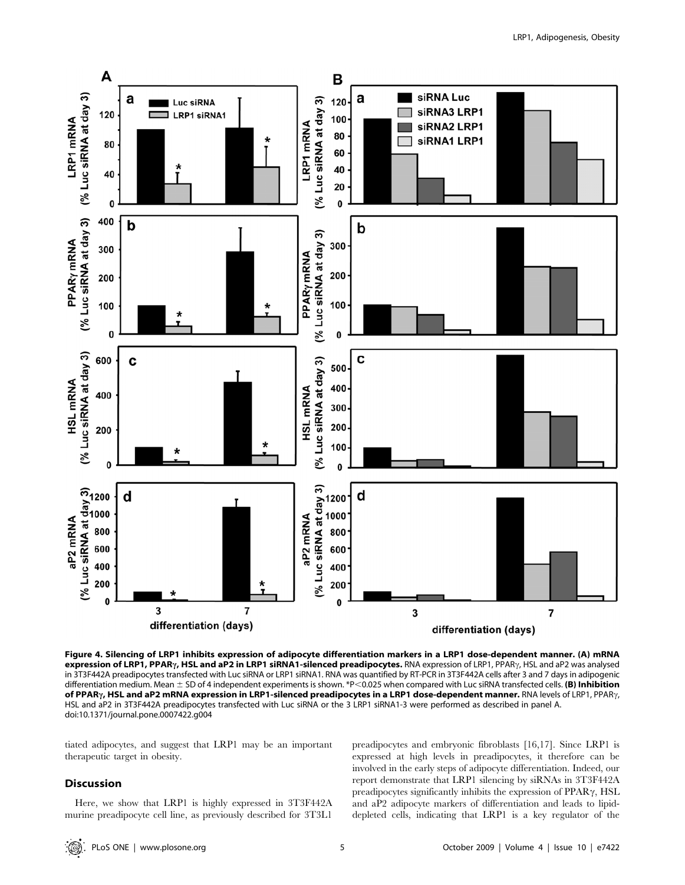**Figure 4. Silencing of LRP1 inhibits expression of adipocyte differentiation markers in a LRP1 dose-dependent manner. (A) mRNA expression of LRP1, PPARγ, HSL and aP2 in LRP1 siRNA1-silenced preadipocytes.** RNA expression of LRP1, PPARγ, HSL and aP2 was analysed in 3T3F442A preadipocytes transfected with Luc siRNA or LRP1 siRNA1. RNA was quantified by RT-PCR in 3T3F442A cells after 3 and 7 days in adipogenic differentiation medium. Mean ± SD of 4 independent experiments is shown. *P<0.025 when compared with Luc siRNA transfected cells. **(B) Inhibition of PPARγ, HSL and aP2 mRNA expression in LRP1-silenced preadipocytes in a LRP1 dose-dependent manner.** RNA levels of LRP1, PPARγ, HSL and aP2 in 3T3F442A preadipocytes transfected with Luc siRNA or the 3 LRP1 siRNA1-3 were performed as described in panel A.
doi:10.1371/journal.pone.0007422.g004

tiated adipocytes, and suggest that LRP1 may be an important therapeutic target in obesity.

## Discussion

Here, we show that LRP1 is highly expressed in 3T3F442A murine preadipocyte cell line, as previously described for 3T3L1 preadipocytes and embryonic fibroblasts [16,17]. Since LRP1 is expressed at high levels in preadipocytes, it therefore can be involved in the early steps of adipocyte differentiation. Indeed, our report demonstrate that LRP1 silencing by siRNAs in 3T3F442A preadipocytes significantly inhibits the expression of PPARγ, HSL and aP2 adipocyte markers of differentiation and leads to lipid-depleted cells, indicating that LRP1 is a key regulator of the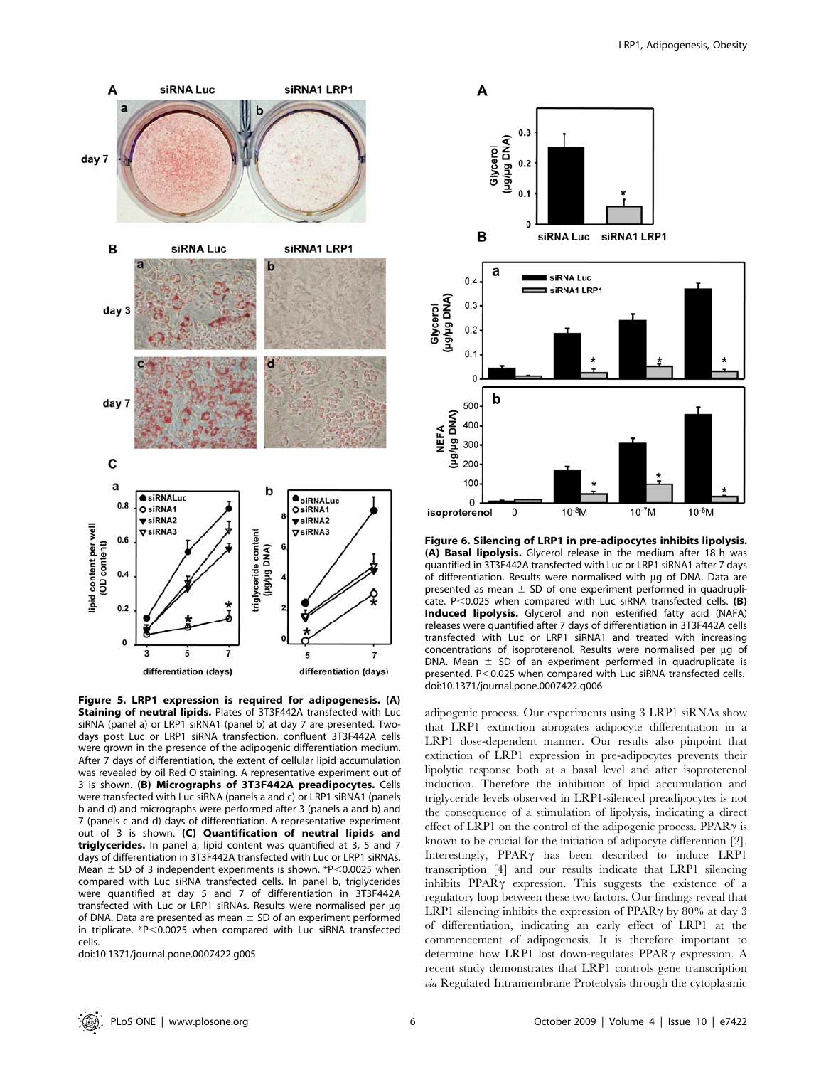**Figure 5. LRP1 expression is required for adipogenesis. (A) Staining of neutral lipids.** Plates of 3T3F442A transfected with Luc siRNA (panel a) or LRP1 siRNA1 (panel b) at day 7 are presented. Two-days post Luc or LRP1 siRNA transfection, confluent 3T3F442A cells were grown in the presence of the adipogenic differentiation medium. After 7 days of differentiation, the extent of cellular lipid accumulation was revealed by oil Red O staining. A representative experiment out of 3 is shown. **(B) Micrographs of 3T3F442A preadipocytes.** Cells were transfected with Luc siRNA (panels a and c) or LRP1 siRNA1 (panels b and d) and micrographs were performed after 3 (panels a and b) and 7 (panels c and d) days of differentiation. A representative experiment out of 3 is shown. **(C) Quantification of neutral lipids and triglycerides.** In panel a, lipid content was quantified at 3, 5 and 7 days of differentiation in 3T3F442A transfected with Luc or LRP1 siRNAs. Mean ± SD of 3 independent experiments is shown. *$P<0.0025$ when compared with Luc siRNA transfected cells. In panel b, triglycerides were quantified at day 5 and 7 of differentiation in 3T3F442A transfected with Luc or LRP1 siRNAs. Results were normalised per μg of DNA. Data are presented as mean ± SD of an experiment performed in triplicate. *$P<0.0025$ when compared with Luc siRNA transfected cells.

doi:10.1371/journal.pone.0007422.g005

**Figure 6. Silencing of LRP1 in pre-adipocytes inhibits lipolysis. (A) Basal lipolysis.** Glycerol release in the medium after 18 h was quantified in 3T3F442A transfected with Luc or LRP1 siRNA1 after 7 days of differentiation. Results were normalised with μg of DNA. Data are presented as mean ± SD of one experiment performed in quadruplicate. $P<0.025$ when compared with Luc siRNA transfected cells. **(B) Induced lipolysis.** Glycerol and non esterified fatty acid (NAFA) releases were quantified after 7 days of differentiation in 3T3F442A cells transfected with Luc or LRP1 siRNA1 and treated with increasing concentrations of isoproterenol. Results were normalised per μg of DNA. Mean ± SD of an experiment performed in quadruplicate is presented. $P<0.025$ when compared with Luc siRNA transfected cells.

doi:10.1371/journal.pone.0007422.g006

adipogenic process. Our experiments using 3 LRP1 siRNAs show that LRP1 extinction abrogates adipocyte differentiation in a LRP1 dose-dependent manner. Our results also pinpoint that extinction of LRP1 expression in pre-adipocytes prevents their lipolytic response both at a basal level and after isoproterenol induction. Therefore the inhibition of lipid accumulation and triglyceride levels observed in LRP1-silenced preadipocytes is not the consequence of a stimulation of lipolysis, indicating a direct effect of LRP1 on the control of the adipogenic process. PPARγ is known to be crucial for the initiation of adipocyte differention [2]. Interestingly, PPARγ has been described to induce LRP1 transcription [4] and our results indicate that LRP1 silencing inhibits PPARγ expression. This suggests the existence of a regulatory loop between these two factors. Our findings reveal that LRP1 silencing inhibits the expression of PPARγ by 80% at day 3 of differentiation, indicating an early effect of LRP1 at the commencement of adipogenesis. It is therefore important to determine how LRP1 lost down-regulates PPARγ expression. A recent study demonstrates that LRP1 controls gene transcription *via* Regulated Intramembrane Proteolysis through the cytoplasmic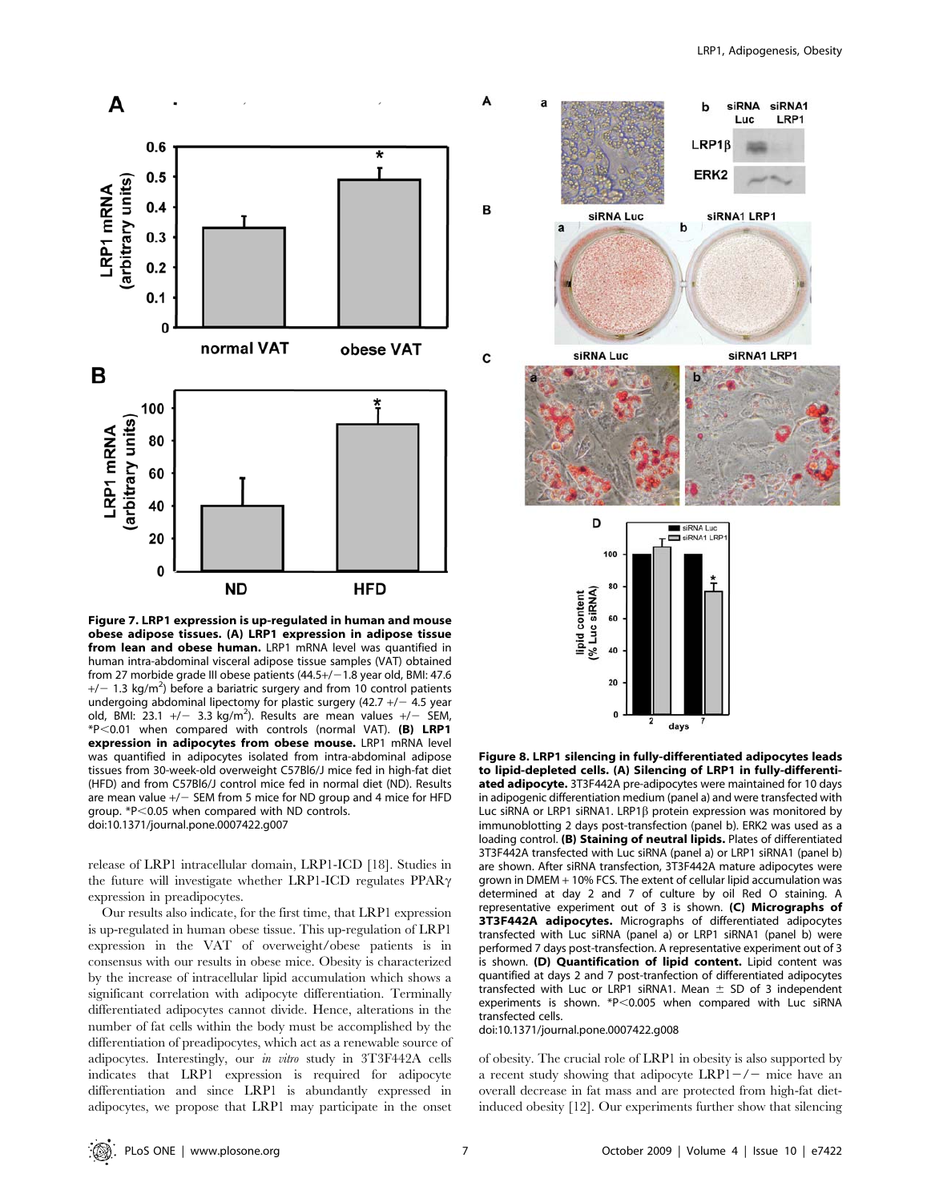**Figure 7. LRP1 expression is up-regulated in human and mouse obese adipose tissues. (A) LRP1 expression in adipose tissue from lean and obese human.** LRP1 mRNA level was quantified in human intra-abdominal visceral adipose tissue samples (VAT) obtained from 27 morbide grade III obese patients (44.5+/−1.8 year old, BMI: 47.6 +/− 1.3 kg/m$^2$) before a bariatric surgery and from 10 control patients undergoing abdominal lipectomy for plastic surgery (42.7 +/− 4.5 year old, BMI: 23.1 +/− 3.3 kg/m$^2$). Results are mean values +/− SEM, *P<0.01 when compared with controls (normal VAT). **(B) LRP1 expression in adipocytes from obese mouse.** LRP1 mRNA level was quantified in adipocytes isolated from intra-abdominal adipose tissues from 30-week-old overweight C57Bl6/J mice fed in high-fat diet (HFD) and from C57Bl6/J control mice fed in normal diet (ND). Results are mean value +/− SEM from 5 mice for ND group and 4 mice for HFD group. *P<0.05 when compared with ND controls.
doi:10.1371/journal.pone.0007422.g007

release of LRP1 intracellular domain, LRP1-ICD [18]. Studies in the future will investigate whether LRP1-ICD regulates PPARγ expression in preadipocytes.

Our results also indicate, for the first time, that LRP1 expression is up-regulated in human obese tissue. This up-regulation of LRP1 expression in the VAT of overweight/obese patients is in consensus with our results in obese mice. Obesity is characterized by the increase of intracellular lipid accumulation which shows a significant correlation with adipocyte differentiation. Terminally differentiated adipocytes cannot divide. Hence, alterations in the number of fat cells within the body must be accomplished by the differentiation of preadipocytes, which act as a renewable source of adipocytes. Interestingly, our *in vitro* study in 3T3F442A cells indicates that LRP1 expression is required for adipocyte differentiation and since LRP1 is abundantly expressed in adipocytes, we propose that LRP1 may participate in the onset of obesity. The crucial role of LRP1 in obesity is also supported by a recent study showing that adipocyte LRP1−/− mice have an overall decrease in fat mass and are protected from high-fat diet-induced obesity [12]. Our experiments further show that silencing

**Figure 8. LRP1 silencing in fully-differentiated adipocytes leads to lipid-depleted cells. (A) Silencing of LRP1 in fully-differentiated adipocyte.** 3T3F442A pre-adipocytes were maintained for 10 days in adipogenic differentiation medium (panel a) and were transfected with Luc siRNA or LRP1 siRNA1. LRP1β protein expression was monitored by immunoblotting 2 days post-transfection (panel b). ERK2 was used as a loading control. **(B) Staining of neutral lipids.** Plates of differentiated 3T3F442A transfected with Luc siRNA (panel a) or LRP1 siRNA1 (panel b) are shown. After siRNA transfection, 3T3F442A mature adipocytes were grown in DMEM + 10% FCS. The extent of cellular lipid accumulation was determined at day 2 and 7 of culture by oil Red O staining. A representative experiment out of 3 is shown. **(C) Micrographs of 3T3F442A adipocytes.** Micrographs of differentiated adipocytes transfected with Luc siRNA (panel a) or LRP1 siRNA1 (panel b) were performed 7 days post-transfection. A representative experiment out of 3 is shown. **(D) Quantification of lipid content.** Lipid content was quantified at days 2 and 7 post-tranfection of differentiated adipocytes transfected with Luc or LRP1 siRNA1. Mean ± SD of 3 independent experiments is shown. *P<0.005 when compared with Luc siRNA transfected cells.
doi:10.1371/journal.pone.0007422.g008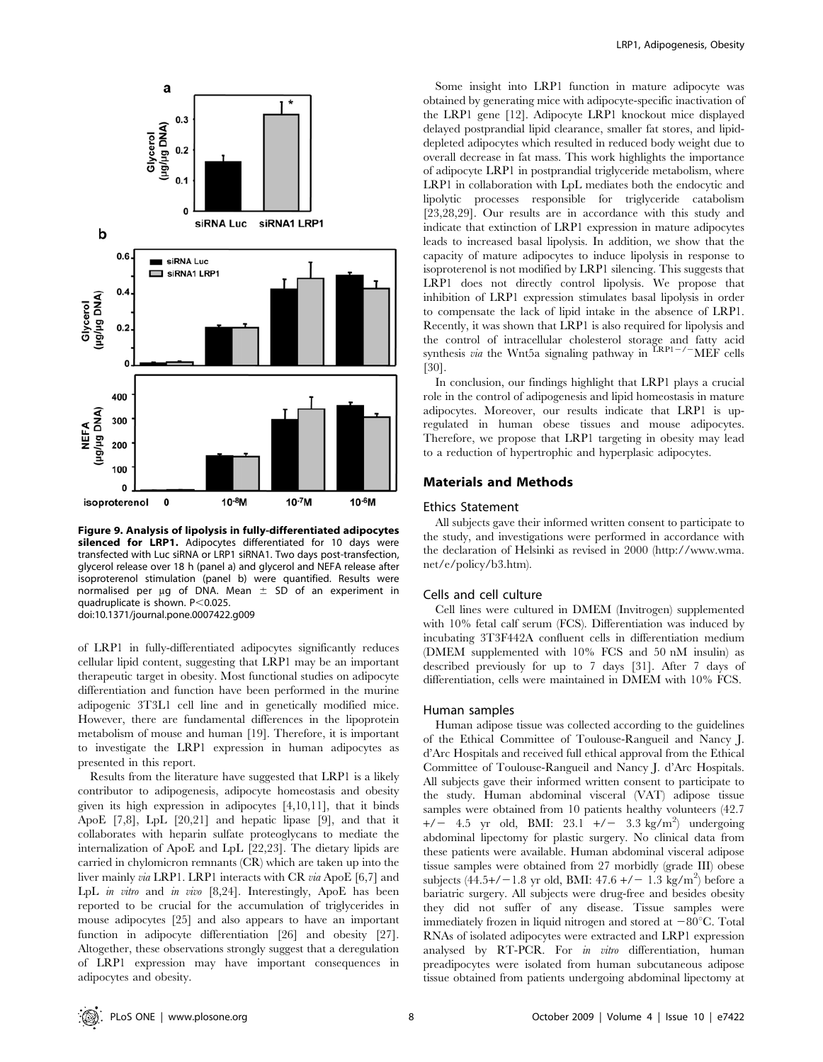**Figure 9. Analysis of lipolysis in fully-differentiated adipocytes silenced for LRP1.** Adipocytes differentiated for 10 days were transfected with Luc siRNA or LRP1 siRNA1. Two days post-transfection, glycerol release over 18 h (panel a) and glycerol and NEFA release after isoproterenol stimulation (panel b) were quantified. Results were normalised per µg of DNA. Mean ± SD of an experiment in quadruplicate is shown. $P<0.025$.
doi:10.1371/journal.pone.0007422.g009

of LRP1 in fully-differentiated adipocytes significantly reduces cellular lipid content, suggesting that LRP1 may be an important therapeutic target in obesity. Most functional studies on adipocyte differentiation and function have been performed in the murine adipogenic 3T3L1 cell line and in genetically modified mice. However, there are fundamental differences in the lipoprotein metabolism of mouse and human [19]. Therefore, it is important to investigate the LRP1 expression in human adipocytes as presented in this report.

Results from the literature have suggested that LRP1 is a likely contributor to adipogenesis, adipocyte homeostasis and obesity given its high expression in adipocytes [4,10,11], that it binds ApoE [7,8], LpL [20,21] and hepatic lipase [9], and that it collaborates with heparin sulfate proteoglycans to mediate the internalization of ApoE and LpL [22,23]. The dietary lipids are carried in chylomicron remnants (CR) which are taken up into the liver mainly *via* LRP1. LRP1 interacts with CR *via* ApoE [6,7] and LpL *in vitro* and *in vivo* [8,24]. Interestingly, ApoE has been reported to be crucial for the accumulation of triglycerides in mouse adipocytes [25] and also appears to have an important function in adipocyte differentiation [26] and obesity [27]. Altogether, these observations strongly suggest that a deregulation of LRP1 expression may have important consequences in adipocytes and obesity.

Some insight into LRP1 function in mature adipocyte was obtained by generating mice with adipocyte-specific inactivation of the LRP1 gene [12]. Adipocyte LRP1 knockout mice displayed delayed postprandial lipid clearance, smaller fat stores, and lipid-depleted adipocytes which resulted in reduced body weight due to overall decrease in fat mass. This work highlights the importance of adipocyte LRP1 in postprandial triglyceride metabolism, where LRP1 in collaboration with LpL mediates both the endocytic and lipolytic processes responsible for triglyceride catabolism [23,28,29]. Our results are in accordance with this study and indicate that extinction of LRP1 expression in mature adipocytes leads to increased basal lipolysis. In addition, we show that the capacity of mature adipocytes to induce lipolysis in response to isoproterenol is not modified by LRP1 silencing. This suggests that LRP1 does not directly control lipolysis. We propose that inhibition of LRP1 expression stimulates basal lipolysis in order to compensate the lack of lipid intake in the absence of LRP1. Recently, it was shown that LRP1 is also required for lipolysis and the control of intracellular cholesterol storage and fatty acid synthesis *via* the Wnt5a signaling pathway in $^{LRP1-/-}$MEF cells [30].

In conclusion, our findings highlight that LRP1 plays a crucial role in the control of adipogenesis and lipid homeostasis in mature adipocytes. Moreover, our results indicate that LRP1 is up-regulated in human obese tissues and mouse adipocytes. Therefore, we propose that LRP1 targeting in obesity may lead to a reduction of hypertrophic and hyperplasic adipocytes.

## Materials and Methods

### Ethics Statement

All subjects gave their informed written consent to participate to the study, and investigations were performed in accordance with the declaration of Helsinki as revised in 2000 (http://www.wma.net/e/policy/b3.htm).

### Cells and cell culture

Cell lines were cultured in DMEM (Invitrogen) supplemented with 10% fetal calf serum (FCS). Differentiation was induced by incubating 3T3F442A confluent cells in differentiation medium (DMEM supplemented with 10% FCS and 50 nM insulin) as described previously for up to 7 days [31]. After 7 days of differentiation, cells were maintained in DMEM with 10% FCS.

### Human samples

Human adipose tissue was collected according to the guidelines of the Ethical Committee of Toulouse-Rangueil and Nancy J. d'Arc Hospitals and received full ethical approval from the Ethical Committee of Toulouse-Rangueil and Nancy J. d'Arc Hospitals. All subjects gave their informed written consent to participate to the study. Human abdominal visceral (VAT) adipose tissue samples were obtained from 10 patients healthy volunteers (42.7 +/− 4.5 yr old, BMI: 23.1 +/− 3.3 $kg/m^2$) undergoing abdominal lipectomy for plastic surgery. No clinical data from these patients were available. Human abdominal visceral adipose tissue samples were obtained from 27 morbidly (grade III) obese subjects (44.5+/−1.8 yr old, BMI: 47.6 +/− 1.3 $kg/m^2$) before a bariatric surgery. All subjects were drug-free and besides obesity they did not suffer of any disease. Tissue samples were immediately frozen in liquid nitrogen and stored at −80°C. Total RNAs of isolated adipocytes were extracted and LRP1 expression analysed by RT-PCR. For *in vitro* differentiation, human preadipocytes were isolated from human subcutaneous adipose tissue obtained from patients undergoing abdominal lipectomy at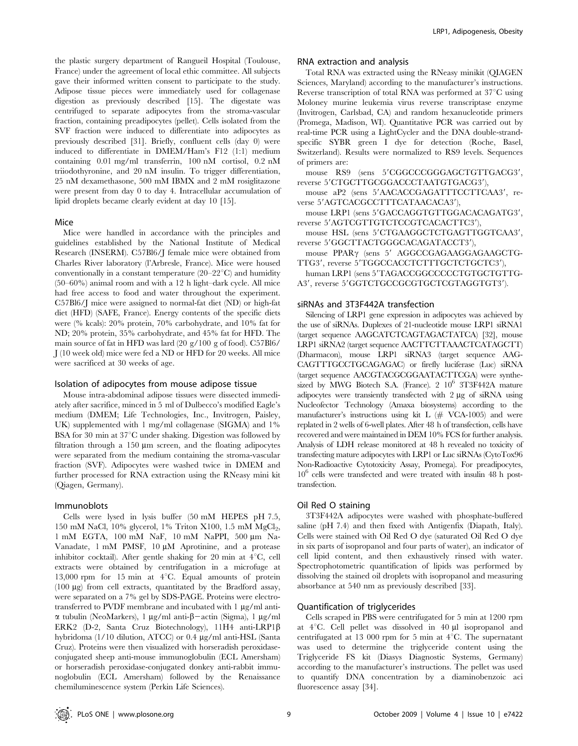the plastic surgery department of Rangueil Hospital (Toulouse, France) under the agreement of local ethic committee. All subjects gave their informed written consent to participate to the study. Adipose tissue pieces were immediately used for collagenase digestion as previously described [15]. The digestate was centrifuged to separate adipocytes from the stroma-vascular fraction, containing preadipocytes (pellet). Cells isolated from the SVF fraction were induced to differentiate into adipocytes as previously described [31]. Briefly, confluent cells (day 0) were induced to differentiate in DMEM/Ham's F12 (1:1) medium containing 0.01 mg/ml transferrin, 100 nM cortisol, 0.2 nM triiodothyronine, and 20 nM insulin. To trigger differentiation, 25 nM dexamethasone, 500 mM IBMX and 2 mM rosiglitazone were present from day 0 to day 4. Intracellular accumulation of lipid droplets became clearly evident at day 10 [15].

### Mice

Mice were handled in accordance with the principles and guidelines established by the National Institute of Medical Research (INSERM). C57Bl6/J female mice were obtained from Charles River laboratory (l'Arbresle, France). Mice were housed conventionally in a constant temperature (20–22°C) and humidity (50–60%) animal room and with a 12 h light–dark cycle. All mice had free access to food and water throughout the experiment. C57Bl6/J mice were assigned to normal-fat diet (ND) or high-fat diet (HFD) (SAFE, France). Energy contents of the specific diets were (% kcals): 20% protein, 70% carbohydrate, and 10% fat for ND; 20% protein, 35% carbohydrate, and 45% fat for HFD. The main source of fat in HFD was lard (20 g/100 g of food). C57Bl6/J (10 week old) mice were fed a ND or HFD for 20 weeks. All mice were sacrificed at 30 weeks of age.

### Isolation of adipocytes from mouse adipose tissue

Mouse intra-abdominal adipose tissues were dissected immediately after sacrifice, minced in 5 ml of Dulbecco's modified Eagle's medium (DMEM; Life Technologies, Inc., Invitrogen, Paisley, UK) supplemented with 1 mg/ml collagenase (SIGMA) and 1% BSA for 30 min at 37°C under shaking. Digestion was followed by filtration through a 150 µm screen, and the floating adipocytes were separated from the medium containing the stroma-vascular fraction (SVF). Adipocytes were washed twice in DMEM and further processed for RNA extraction using the RNeasy mini kit (Qiagen, Germany).

### Immunoblots

Cells were lysed in lysis buffer (50 mM HEPES pH 7.5, 150 mM NaCl, 10% glycerol, 1% Triton X100, 1.5 mM $MgCl_2$, 1 mM EGTA, 100 mM NaF, 10 mM NaPPI, 500 µm Na-Vanadate, 1 mM PMSF, 10 µM Aprotinine, and a protease inhibitor cocktail). After gentle shaking for 20 min at 4°C, cell extracts were obtained by centrifugation in a microfuge at 13,000 rpm for 15 min at 4°C. Equal amounts of protein (100 µg) from cell extracts, quantitated by the Bradford assay, were separated on a 7% gel by SDS-PAGE. Proteins were electrotransferred to PVDF membrane and incubated with 1 µg/ml anti-α tubulin (NeoMarkers), 1 µg/ml anti-β−actin (Sigma), 1 µg/ml ERK2 (D-2, Santa Cruz Biotechnology), 11H4 anti-LRP1β hybridoma (1/10 dilution, ATCC) or 0.4 µg/ml anti-HSL (Santa Cruz). Proteins were then visualized with horseradish peroxidase-conjugated sheep anti-mouse immunoglobulin (ECL Amersham) or horseradish peroxidase-conjugated donkey anti-rabbit immunoglobulin (ECL Amersham) followed by the Renaissance chemiluminescence system (Perkin Life Sciences).

### RNA extraction and analysis

Total RNA was extracted using the RNeasy minikit (QIAGEN Sciences, Maryland) according to the manufacturer's instructions. Reverse transcription of total RNA was performed at 37°C using Moloney murine leukemia virus reverse transcriptase enzyme (Invitrogen, Carlsbad, CA) and random hexanucleotide primers (Promega, Madison, WI). Quantitative PCR was carried out by real-time PCR using a LightCycler and the DNA double-strand-specific SYBR green I dye for detection (Roche, Basel, Switzerland). Results were normalized to RS9 levels. Sequences of primers are:

mouse RS9 (sens 5′CGGCCCGGGAGCTGTTGACG3′, reverse 5′CTGCTTGCGGACCCTAATGTGACG3′),

mouse aP2 (sens 5′AACACCGAGATTTCCTTCAA3′, reverse 5′AGTCACGCCTTTCATAACACA3′),

mouse LRP1 (sens 5′GACCAGGTGTTGGACACAGATG3′, reverse 5′AGTCGTTGTCTCCGTCACACTTC3′),

mouse HSL (sens 5′CTGAAGGCTCTGAGTTGGTCAA3′, reverse 5′GGCTTACTGGGCACAGATACCT3′),

mouse PPARγ (sens 5′ AGGCCGAGAAGGAGAAGCTGTTG3′, reverse 5′TGGCCACCTCTTTGCTCTGCTC3′),

human LRP1 (sens 5′TAGACCGGCCCCCTGTGCTGTTGA3′, reverse 5′GGTCTGCCGCGTGCTCGTAGGTGT3′).

### siRNAs and 3T3F442A transfection

Silencing of LRP1 gene expression in adipocytes was achieved by the use of siRNAs. Duplexes of 21-nucleotide mouse LRP1 siRNA1 (target sequence AAGCATCTCAGTAGACTATCA) [32], mouse LRP1 siRNA2 (target sequence AACTTCTTAAACTCATAGCTT) (Dharmacon), mouse LRP1 siRNA3 (target sequence AAGCAGTTTGCCTGCAGAGAC) or firefly luciferase (Luc) siRNA (target sequence AACGTACGCGGAATACTTCGA) were synthesized by MWG Biotech S.A. (France). 2 $10^6$ 3T3F442A mature adipocytes were transiently transfected with 2 µg of siRNA using Nucleofector Technology (Amaxa biosystems) according to the manufacturer's instructions using kit L (# VCA-1005) and were replated in 2 wells of 6-well plates. After 48 h of transfection, cells have recovered and were maintained in DEM 10% FCS for further analysis. Analysis of LDH release monitored at 48 h revealed no toxicity of transfecting mature adipocytes with LRP1 or Luc siRNAs (CytoTox96 Non-Radioactive Cytotoxicity Assay, Promega). For preadipocytes, $10^6$ cells were transfected and were treated with insulin 48 h post-transfection.

### Oil Red O staining

3T3F442A adipocytes were washed with phosphate-buffered saline (pH 7.4) and then fixed with Antigenfix (Diapath, Italy). Cells were stained with Oil Red O dye (saturated Oil Red O dye in six parts of isopropanol and four parts of water), an indicator of cell lipid content, and then exhaustively rinsed with water. Spectrophotometric quantification of lipids was performed by dissolving the stained oil droplets with isopropanol and measuring absorbance at 540 nm as previously described [33].

### Quantification of triglycerides

Cells scraped in PBS were centrifugated for 5 min at 1200 rpm at 4°C. Cell pellet was dissolved in 40 µl isopropanol and centrifugated at 13 000 rpm for 5 min at 4°C. The supernatant was used to determine the triglyceride content using the Triglyceride FS kit (Diasys Diagnostic Systems, Germany) according to the manufacturer's instructions. The pellet was used to quantify DNA concentration by a diaminobenzoic aci fluorescence assay [34].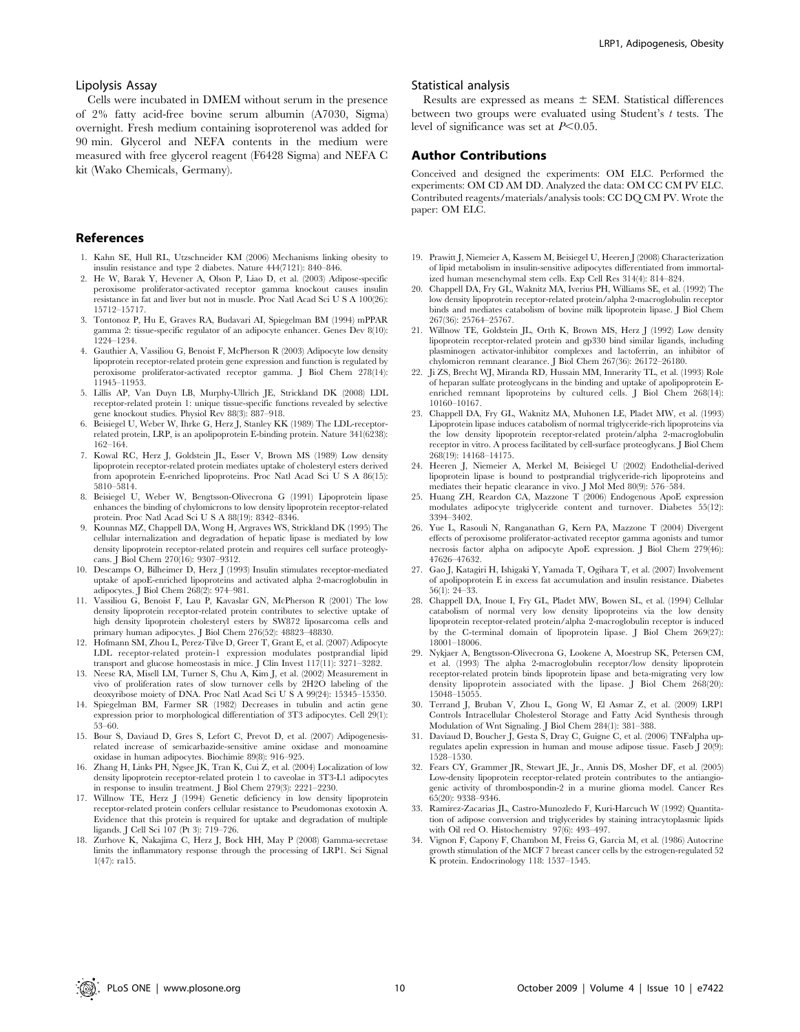### Lipolysis Assay

Cells were incubated in DMEM without serum in the presence of 2% fatty acid-free bovine serum albumin (A7030, Sigma) overnight. Fresh medium containing isoproterenol was added for 90 min. Glycerol and NEFA contents in the medium were measured with free glycerol reagent (F6428 Sigma) and NEFA C kit (Wako Chemicals, Germany).

### Statistical analysis

Results are expressed as means ± SEM. Statistical differences between two groups were evaluated using Student's *t* tests. The level of significance was set at $P<0.05$.

## Author Contributions

Conceived and designed the experiments: OM ELC. Performed the experiments: OM CD AM DD. Analyzed the data: OM CC CM PV ELC. Contributed reagents/materials/analysis tools: CC DQ CM PV. Wrote the paper: OM ELC.

## References

1. Kahn SE, Hull RL, Utzschneider KM (2006) Mechanisms linking obesity to insulin resistance and type 2 diabetes. Nature 444(7121): 840–846.
2. He W, Barak Y, Hevener A, Olson P, Liao D, et al. (2003) Adipose-specific peroxisome proliferator-activated receptor gamma knockout causes insulin resistance in fat and liver but not in muscle. Proc Natl Acad Sci U S A 100(26): 15712–15717.
3. Tontonoz P, Hu E, Graves RA, Budavari AI, Spiegelman BM (1994) mPPAR gamma 2: tissue-specific regulator of an adipocyte enhancer. Genes Dev 8(10): 1224–1234.
4. Gauthier A, Vassiliou G, Benoist F, McPherson R (2003) Adipocyte low density lipoprotein receptor-related protein gene expression and function is regulated by peroxisome proliferator-activated receptor gamma. J Biol Chem 278(14): 11945–11953.
5. Lillis AP, Van Duyn LB, Murphy-Ullrich JE, Strickland DK (2008) LDL receptor-related protein 1: unique tissue-specific functions revealed by selective gene knockout studies. Physiol Rev 88(3): 887–918.
6. Beisiegel U, Weber W, Ihrke G, Herz J, Stanley KK (1989) The LDL-receptor-related protein, LRP, is an apolipoprotein E-binding protein. Nature 341(6238): 162–164.
7. Kowal RC, Herz J, Goldstein JL, Esser V, Brown MS (1989) Low density lipoprotein receptor-related protein mediates uptake of cholesteryl esters derived from apoprotein E-enriched lipoproteins. Proc Natl Acad Sci U S A 86(15): 5810–5814.
8. Beisiegel U, Weber W, Bengtsson-Olivecrona G (1991) Lipoprotein lipase enhances the binding of chylomicrons to low density lipoprotein receptor-related protein. Proc Natl Acad Sci U S A 88(19): 8342–8346.
9. Kounnas MZ, Chappell DA, Wong H, Argraves WS, Strickland DK (1995) The cellular internalization and degradation of hepatic lipase is mediated by low density lipoprotein receptor-related protein and requires cell surface proteoglycans. J Biol Chem 270(16): 9307–9312.
10. Descamps O, Bilheimer D, Herz J (1993) Insulin stimulates receptor-mediated uptake of apoE-enriched lipoproteins and activated alpha 2-macroglobulin in adipocytes. J Biol Chem 268(2): 974–981.
11. Vassiliou G, Benoist F, Lau P, Kavaslar GN, McPherson R (2001) The low density lipoprotein receptor-related protein contributes to selective uptake of high density lipoprotein cholesteryl esters by SW872 liposarcoma cells and primary human adipocytes. J Biol Chem 276(52): 48823–48830.
12. Hofmann SM, Zhou L, Perez-Tilve D, Greer T, Grant E, et al. (2007) Adipocyte LDL receptor-related protein-1 expression modulates postprandial lipid transport and glucose homeostasis in mice. J Clin Invest 117(11): 3271–3282.
13. Neese RA, Misell LM, Turner S, Chu A, Kim J, et al. (2002) Measurement in vivo of proliferation rates of slow turnover cells by 2H2O labeling of the deoxyribose moiety of DNA. Proc Natl Acad Sci U S A 99(24): 15345–15350.
14. Spiegelman BM, Farmer SR (1982) Decreases in tubulin and actin gene expression prior to morphological differentiation of 3T3 adipocytes. Cell 29(1): 53–60.
15. Bour S, Daviaud D, Gres S, Lefort C, Prevot D, et al. (2007) Adipogenesis-related increase of semicarbazide-sensitive amine oxidase and monoamine oxidase in human adipocytes. Biochimie 89(8): 916–925.
16. Zhang H, Links PH, Ngsee JK, Tran K, Cui Z, et al. (2004) Localization of low density lipoprotein receptor-related protein 1 to caveolae in 3T3-L1 adipocytes in response to insulin treatment. J Biol Chem 279(3): 2221–2230.
17. Willnow TE, Herz J (1994) Genetic deficiency in low density lipoprotein receptor-related protein confers cellular resistance to Pseudomonas exotoxin A. Evidence that this protein is required for uptake and degradation of multiple ligands. J Cell Sci 107 (Pt 3): 719–726.
18. Zurhove K, Nakajima C, Herz J, Bock HH, May P (2008) Gamma-secretase limits the inflammatory response through the processing of LRP1. Sci Signal 1(47): ra15.
19. Prawitt J, Niemeier A, Kassem M, Beisiegel U, Heeren J (2008) Characterization of lipid metabolism in insulin-sensitive adipocytes differentiated from immortalized human mesenchymal stem cells. Exp Cell Res 314(4): 814–824.
20. Chappell DA, Fry GL, Waknitz MA, Iverius PH, Williams SE, et al. (1992) The low density lipoprotein receptor-related protein/alpha 2-macroglobulin receptor binds and mediates catabolism of bovine milk lipoprotein lipase. J Biol Chem 267(36): 25764–25767.
21. Willnow TE, Goldstein JL, Orth K, Brown MS, Herz J (1992) Low density lipoprotein receptor-related protein and gp330 bind similar ligands, including plasminogen activator-inhibitor complexes and lactoferrin, an inhibitor of chylomicron remnant clearance. J Biol Chem 267(36): 26172–26180.
22. Ji ZS, Brecht WJ, Miranda RD, Hussain MM, Innerarity TL, et al. (1993) Role of heparan sulfate proteoglycans in the binding and uptake of apolipoprotein E-enriched remnant lipoproteins by cultured cells. J Biol Chem 268(14): 10160–10167.
23. Chappell DA, Fry GL, Waknitz MA, Muhonen LE, Pladet MW, et al. (1993) Lipoprotein lipase induces catabolism of normal triglyceride-rich lipoproteins via the low density lipoprotein receptor-related protein/alpha 2-macroglobulin receptor in vitro. A process facilitated by cell-surface proteoglycans. J Biol Chem 268(19): 14168–14175.
24. Heeren J, Niemeier A, Merkel M, Beisiegel U (2002) Endothelial-derived lipoprotein lipase is bound to postprandial triglyceride-rich lipoproteins and mediates their hepatic clearance in vivo. J Mol Med 80(9): 576–584.
25. Huang ZH, Reardon CA, Mazzone T (2006) Endogenous ApoE expression modulates adipocyte triglyceride content and turnover. Diabetes 55(12): 3394–3402.
26. Yue L, Rasouli N, Ranganathan G, Kern PA, Mazzone T (2004) Divergent effects of peroxisome proliferator-activated receptor gamma agonists and tumor necrosis factor alpha on adipocyte ApoE expression. J Biol Chem 279(46): 47626–47632.
27. Gao J, Katagiri H, Ishigaki Y, Yamada T, Ogihara T, et al. (2007) Involvement of apolipoprotein E in excess fat accumulation and insulin resistance. Diabetes 56(1): 24–33.
28. Chappell DA, Inoue I, Fry GL, Pladet MW, Bowen SL, et al. (1994) Cellular catabolism of normal very low density lipoproteins via the low density lipoprotein receptor-related protein/alpha 2-macroglobulin receptor is induced by the C-terminal domain of lipoprotein lipase. J Biol Chem 269(27): 18001–18006.
29. Nykjaer A, Bengtsson-Olivecrona G, Lookene A, Moestrup SK, Petersen CM, et al. (1993) The alpha 2-macroglobulin receptor/low density lipoprotein receptor-related protein binds lipoprotein lipase and beta-migrating very low density lipoprotein associated with the lipase. J Biol Chem 268(20): 15048–15055.
30. Terrand J, Bruban V, Zhou L, Gong W, El Asmar Z, et al. (2009) LRP1 Controls Intracellular Cholesterol Storage and Fatty Acid Synthesis through Modulation of Wnt Signaling. J Biol Chem 284(1): 381–388.
31. Daviaud D, Boucher J, Gesta S, Dray C, Guigne C, et al. (2006) TNFalpha up-regulates apelin expression in human and mouse adipose tissue. Faseb J 20(9): 1528–1530.
32. Fears CY, Grammer JR, Stewart JE, Jr., Annis DS, Mosher DF, et al. (2005) Low-density lipoprotein receptor-related protein contributes to the antiangiogenic activity of thrombospondin-2 in a murine glioma model. Cancer Res 65(20): 9338–9346.
33. Ramirez-Zacarias JL, Castro-Munozledo F, Kuri-Harcuch W (1992) Quantitation of adipose conversion and triglycerides by staining intracytoplasmic lipids with Oil red O. Histochemistry 97(6): 493–497.
34. Vignon F, Capony F, Chambon M, Freiss G, Garcia M, et al. (1986) Autocrine growth stimulation of the MCF 7 breast cancer cells by the estrogen-regulated 52 K protein. Endocrinology 118: 1537–1545.